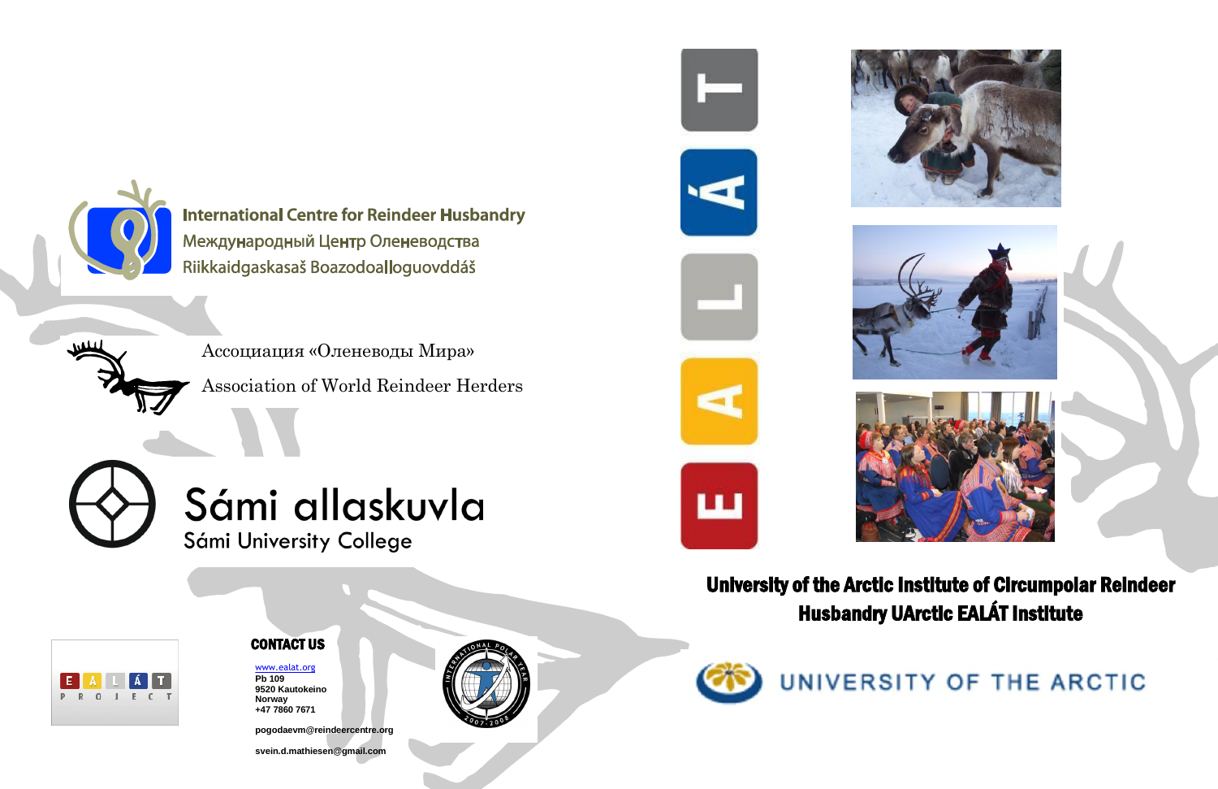International Centre for Reindeer Husbandry
Международный Центр Оленеводства
Riikkaidgaskasaš Boazodoalloguovddáš

Ассоциация «Оленеводы Мира»
Association of World Reindeer Herders

Sámi allaskuvla
Sámi University College

E A L Á T

# University of the Arctic Institute of Circumpolar Reindeer Husbandry UArctic EALÁT Institute

UNIVERSITY OF THE ARCTIC

E A L Á T
P R O J E C T

## CONTACT US

www.ealat.org
Pb 109
9520 Kautokeino
Norway
+47 7860 7671

pogodaevm@reindeercentre.org

svein.d.mathiesen@gmail.com

INTERNATIONAL POLAR YEAR 2007-2008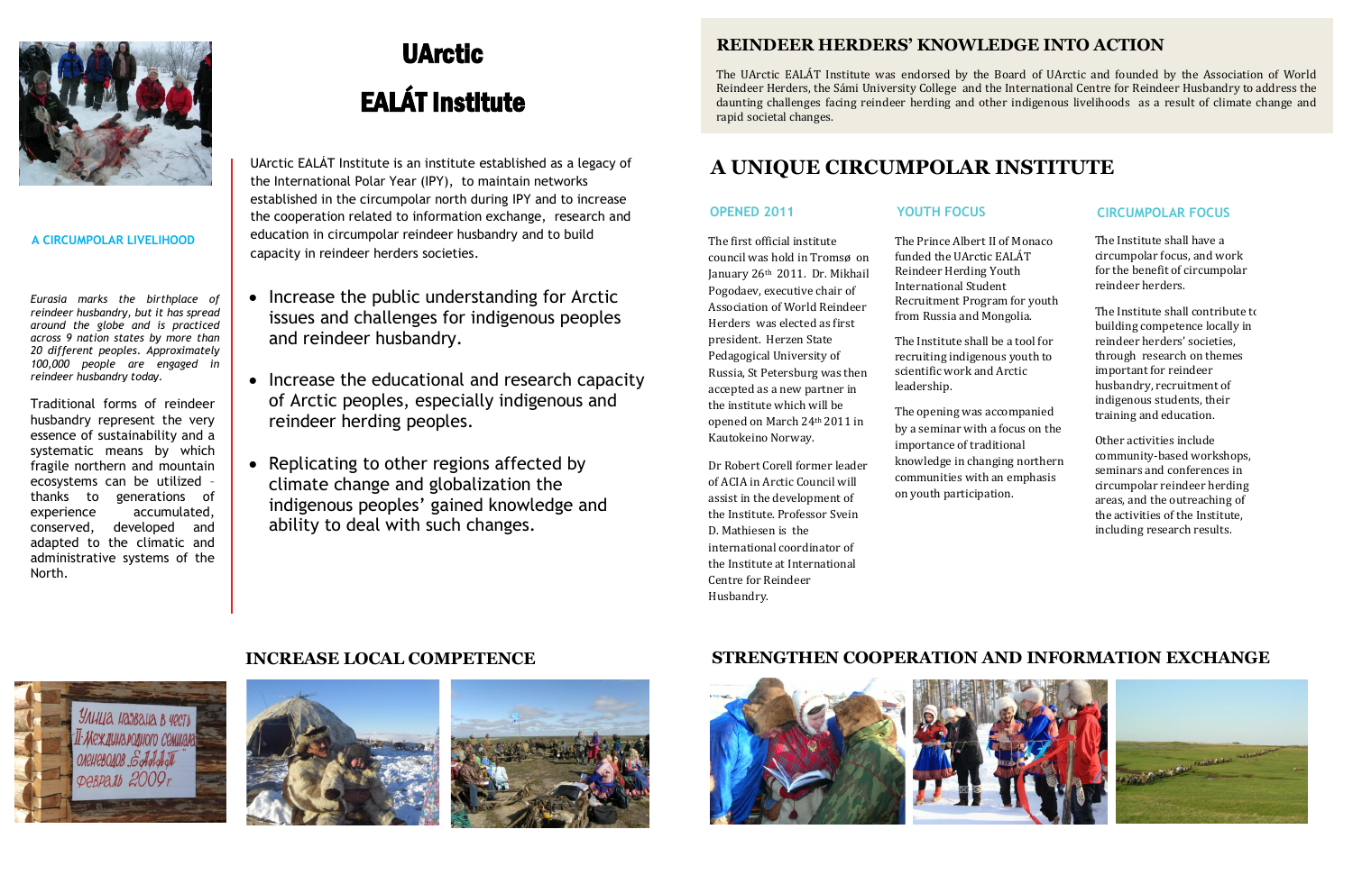# UArctic EALÁT Institute

## A CIRCUMPOLAR LIVELIHOOD

*Eurasia marks the birthplace of reindeer husbandry, but it has spread around the globe and is practiced across 9 nation states by more than 20 different peoples. Approximately 100,000 people are engaged in reindeer husbandry today.*

Traditional forms of reindeer husbandry represent the very essence of sustainability and a systematic means by which fragile northern and mountain ecosystems can be utilized – thanks to generations of experience accumulated, conserved, developed and adapted to the climatic and administrative systems of the North.

UArctic EALÁT Institute is an institute established as a legacy of the International Polar Year (IPY), to maintain networks established in the circumpolar north during IPY and to increase the cooperation related to information exchange, research and education in circumpolar reindeer husbandry and to build capacity in reindeer herders societies.

- Increase the public understanding for Arctic issues and challenges for indigenous peoples and reindeer husbandry.
- Increase the educational and research capacity of Arctic peoples, especially indigenous and reindeer herding peoples.
- Replicating to other regions affected by climate change and globalization the indigenous peoples' gained knowledge and ability to deal with such changes.

## REINDEER HERDERS' KNOWLEDGE INTO ACTION

The UArctic EALÁT Institute was endorsed by the Board of UArctic and founded by the Association of World Reindeer Herders, the Sámi University College and the International Centre for Reindeer Husbandry to address the daunting challenges facing reindeer herding and other indigenous livelihoods as a result of climate change and rapid societal changes.

## A UNIQUE CIRCUMPOLAR INSTITUTE

### OPENED 2011

The first official institute council was hold in Tromsø on January 26th 2011. Dr. Mikhail Pogodaev, executive chair of Association of World Reindeer Herders was elected as first president. Herzen State Pedagogical University of Russia, St Petersburg was then accepted as a new partner in the institute which will be opened on March 24th 2011 in Kautokeino Norway.

Dr Robert Corell former leader of ACIA in Arctic Council will assist in the development of the Institute. Professor Svein D. Mathiesen is the international coordinator of the Institute at International Centre for Reindeer Husbandry.

### YOUTH FOCUS

The Prince Albert II of Monaco funded the UArctic EALÁT Reindeer Herding Youth International Student Recruitment Program for youth from Russia and Mongolia.

The Institute shall be a tool for recruiting indigenous youth to scientific work and Arctic leadership.

The opening was accompanied by a seminar with a focus on the importance of traditional knowledge in changing northern communities with an emphasis on youth participation.

### CIRCUMPOLAR FOCUS

The Institute shall have a circumpolar focus, and work for the benefit of circumpolar reindeer herders.

The Institute shall contribute to building competence locally in reindeer herders' societies, through research on themes important for reindeer husbandry, recruitment of indigenous students, their training and education.

Other activities include community-based workshops, seminars and conferences in circumpolar reindeer herding areas, and the outreaching of the activities of the Institute, including research results.

## INCREASE LOCAL COMPETENCE

## STRENGTHEN COOPERATION AND INFORMATION EXCHANGE